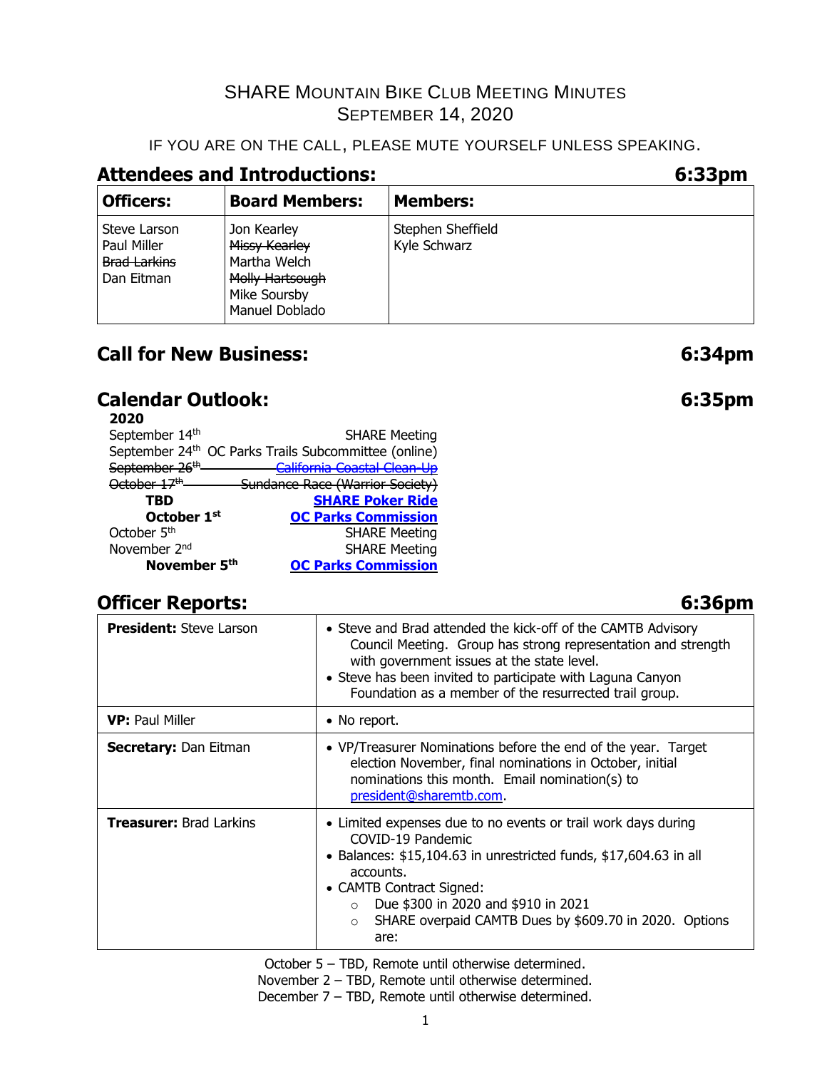# SHARE Mountain Bike Club Meeting Minutes

## September 14, 2020

IF YOU ARE ON THE CALL, PLEASE MUTE YOURSELF UNLESS SPEAKING.

## Attendees and Introductions: 6:33pm

| Officers: | Board Members: | Members: |
|---|---|---|
| Steve Larson<br>Paul Miller<br>~~Brad Larkins~~<br>Dan Eitman | Jon Kearley<br>~~Missy Kearley~~<br>Martha Welch<br>~~Molly Hartsough~~<br>Mike Soursby<br>Manuel Doblado | Stephen Sheffield<br>Kyle Schwarz |

## Call for New Business: 6:34pm

## Calendar Outlook: 6:35pm

**2020**

| Date | Event |
|---|---|
| September 14th | SHARE Meeting |
| September 24th | OC Parks Trails Subcommittee (online) |
| ~~September 26th~~ | ~~California Coastal Clean-Up~~ |
| ~~October 17th~~ | ~~Sundance Race (Warrior Society)~~ |
| **TBD** | **SHARE Poker Ride** |
| **October 1st** | **OC Parks Commission** |
| October 5th | SHARE Meeting |
| November 2nd | SHARE Meeting |
| **November 5th** | **OC Parks Commission** |

## Officer Reports: 6:36pm

| | |
|---|---|
| **President:** Steve Larson | • Steve and Brad attended the kick-off of the CAMTB Advisory Council Meeting. Group has strong representation and strength with government issues at the state level.<br>• Steve has been invited to participate with Laguna Canyon Foundation as a member of the resurrected trail group. |
| **VP:** Paul Miller | • No report. |
| **Secretary:** Dan Eitman | • VP/Treasurer Nominations before the end of the year. Target election November, final nominations in October, initial nominations this month. Email nomination(s) to president@sharemtb.com. |
| **Treasurer:** Brad Larkins | • Limited expenses due to no events or trail work days during COVID-19 Pandemic<br>• Balances: $15,104.63 in unrestricted funds, $17,604.63 in all accounts.<br>• CAMTB Contract Signed:<br>  ○ Due $300 in 2020 and $910 in 2021<br>  ○ SHARE overpaid CAMTB Dues by $609.70 in 2020. Options are: |

October 5 – TBD, Remote until otherwise determined.
November 2 – TBD, Remote until otherwise determined.
December 7 – TBD, Remote until otherwise determined.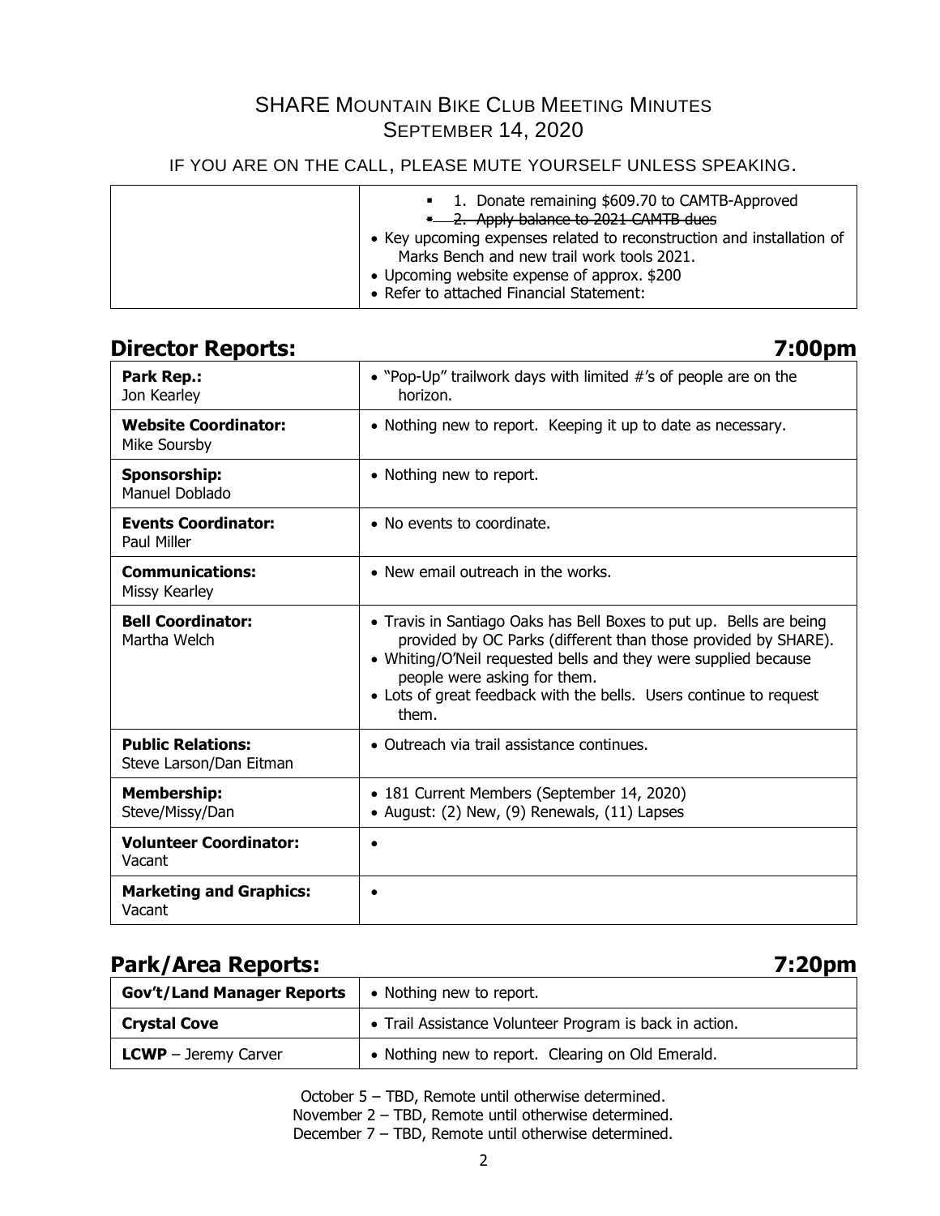## SHARE Mountain Bike Club Meeting Minutes
## September 14, 2020

IF YOU ARE ON THE CALL, PLEASE MUTE YOURSELF UNLESS SPEAKING.

| | |
|---|---|
| | ▪ 1. Donate remaining $609.70 to CAMTB-Approved<br>▪ ~~2. Apply balance to 2021 CAMTB dues~~<br>• Key upcoming expenses related to reconstruction and installation of Marks Bench and new trail work tools 2021.<br>• Upcoming website expense of approx. $200<br>• Refer to attached Financial Statement: |

## Director Reports: 7:00pm

| | |
|---|---|
| **Park Rep.:** Jon Kearley | • "Pop-Up" trailwork days with limited #'s of people are on the horizon. |
| **Website Coordinator:** Mike Soursby | • Nothing new to report. Keeping it up to date as necessary. |
| **Sponsorship:** Manuel Doblado | • Nothing new to report. |
| **Events Coordinator:** Paul Miller | • No events to coordinate. |
| **Communications:** Missy Kearley | • New email outreach in the works. |
| **Bell Coordinator:** Martha Welch | • Travis in Santiago Oaks has Bell Boxes to put up. Bells are being provided by OC Parks (different than those provided by SHARE).<br>• Whiting/O'Neil requested bells and they were supplied because people were asking for them.<br>• Lots of great feedback with the bells. Users continue to request them. |
| **Public Relations:** Steve Larson/Dan Eitman | • Outreach via trail assistance continues. |
| **Membership:** Steve/Missy/Dan | • 181 Current Members (September 14, 2020)<br>• August: (2) New, (9) Renewals, (11) Lapses |
| **Volunteer Coordinator:** Vacant | • |
| **Marketing and Graphics:** Vacant | • |

## Park/Area Reports: 7:20pm

| | |
|---|---|
| **Gov't/Land Manager Reports** | • Nothing new to report. |
| **Crystal Cove** | • Trail Assistance Volunteer Program is back in action. |
| **LCWP** – Jeremy Carver | • Nothing new to report. Clearing on Old Emerald. |

October 5 – TBD, Remote until otherwise determined.
November 2 – TBD, Remote until otherwise determined.
December 7 – TBD, Remote until otherwise determined.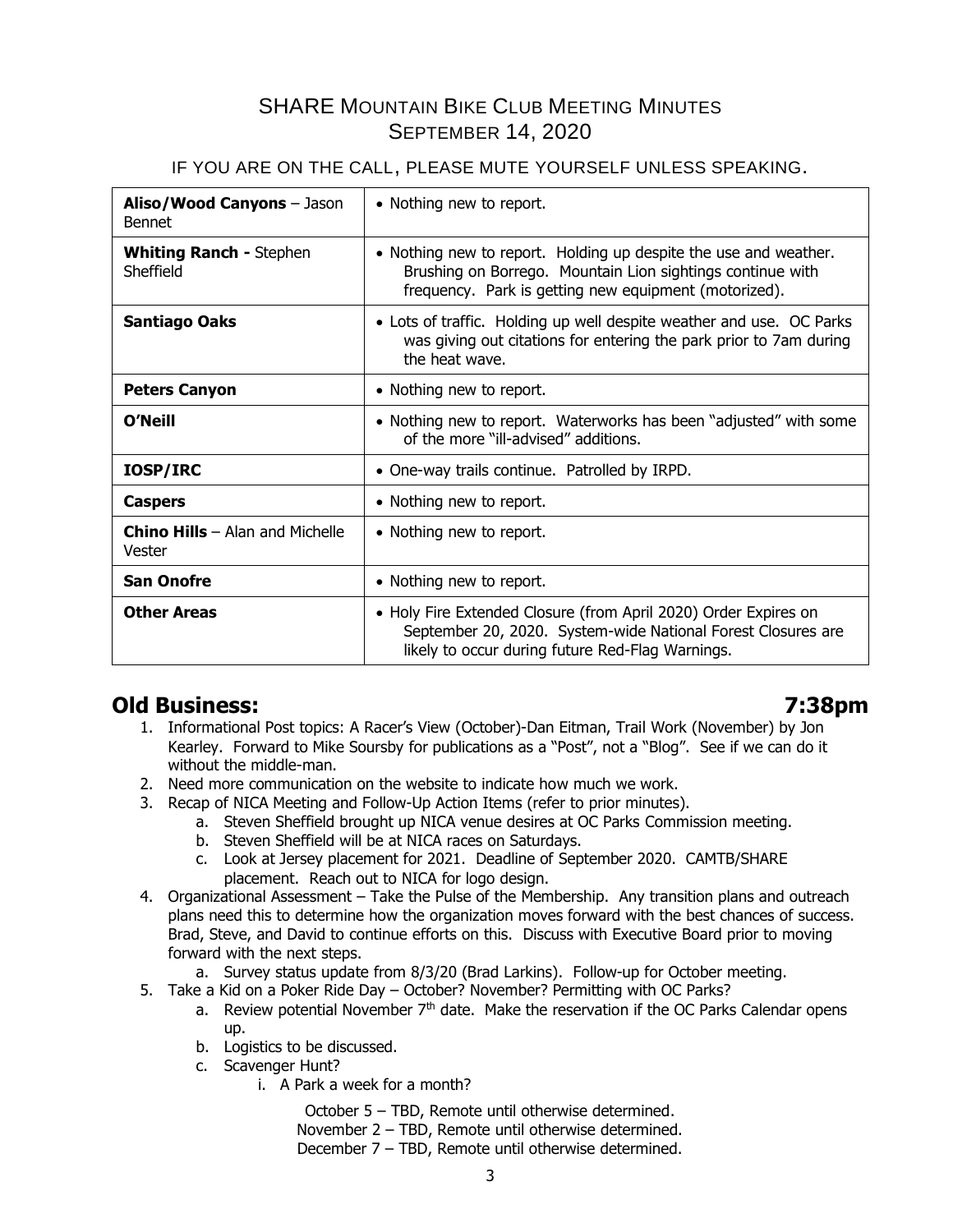# SHARE Mountain Bike Club Meeting Minutes
## September 14, 2020

IF YOU ARE ON THE CALL, PLEASE MUTE YOURSELF UNLESS SPEAKING.

| | |
|---|---|
| **Aliso/Wood Canyons** – Jason Bennet | • Nothing new to report. |
| **Whiting Ranch -** Stephen Sheffield | • Nothing new to report. Holding up despite the use and weather. Brushing on Borrego. Mountain Lion sightings continue with frequency. Park is getting new equipment (motorized). |
| **Santiago Oaks** | • Lots of traffic. Holding up well despite weather and use. OC Parks was giving out citations for entering the park prior to 7am during the heat wave. |
| **Peters Canyon** | • Nothing new to report. |
| **O'Neill** | • Nothing new to report. Waterworks has been "adjusted" with some of the more "ill-advised" additions. |
| **IOSP/IRC** | • One-way trails continue. Patrolled by IRPD. |
| **Caspers** | • Nothing new to report. |
| **Chino Hills** – Alan and Michelle Vester | • Nothing new to report. |
| **San Onofre** | • Nothing new to report. |
| **Other Areas** | • Holy Fire Extended Closure (from April 2020) Order Expires on September 20, 2020. System-wide National Forest Closures are likely to occur during future Red-Flag Warnings. |

## Old Business: 7:38pm

1. Informational Post topics: A Racer's View (October)-Dan Eitman, Trail Work (November) by Jon Kearley. Forward to Mike Soursby for publications as a "Post", not a "Blog". See if we can do it without the middle-man.
2. Need more communication on the website to indicate how much we work.
3. Recap of NICA Meeting and Follow-Up Action Items (refer to prior minutes).
    a. Steven Sheffield brought up NICA venue desires at OC Parks Commission meeting.
    b. Steven Sheffield will be at NICA races on Saturdays.
    c. Look at Jersey placement for 2021. Deadline of September 2020. CAMTB/SHARE placement. Reach out to NICA for logo design.
4. Organizational Assessment – Take the Pulse of the Membership. Any transition plans and outreach plans need this to determine how the organization moves forward with the best chances of success. Brad, Steve, and David to continue efforts on this. Discuss with Executive Board prior to moving forward with the next steps.
    a. Survey status update from 8/3/20 (Brad Larkins). Follow-up for October meeting.
5. Take a Kid on a Poker Ride Day – October? November? Permitting with OC Parks?
    a. Review potential November 7th date. Make the reservation if the OC Parks Calendar opens up.
    b. Logistics to be discussed.
    c. Scavenger Hunt?
        i. A Park a week for a month?

October 5 – TBD, Remote until otherwise determined.
November 2 – TBD, Remote until otherwise determined.
December 7 – TBD, Remote until otherwise determined.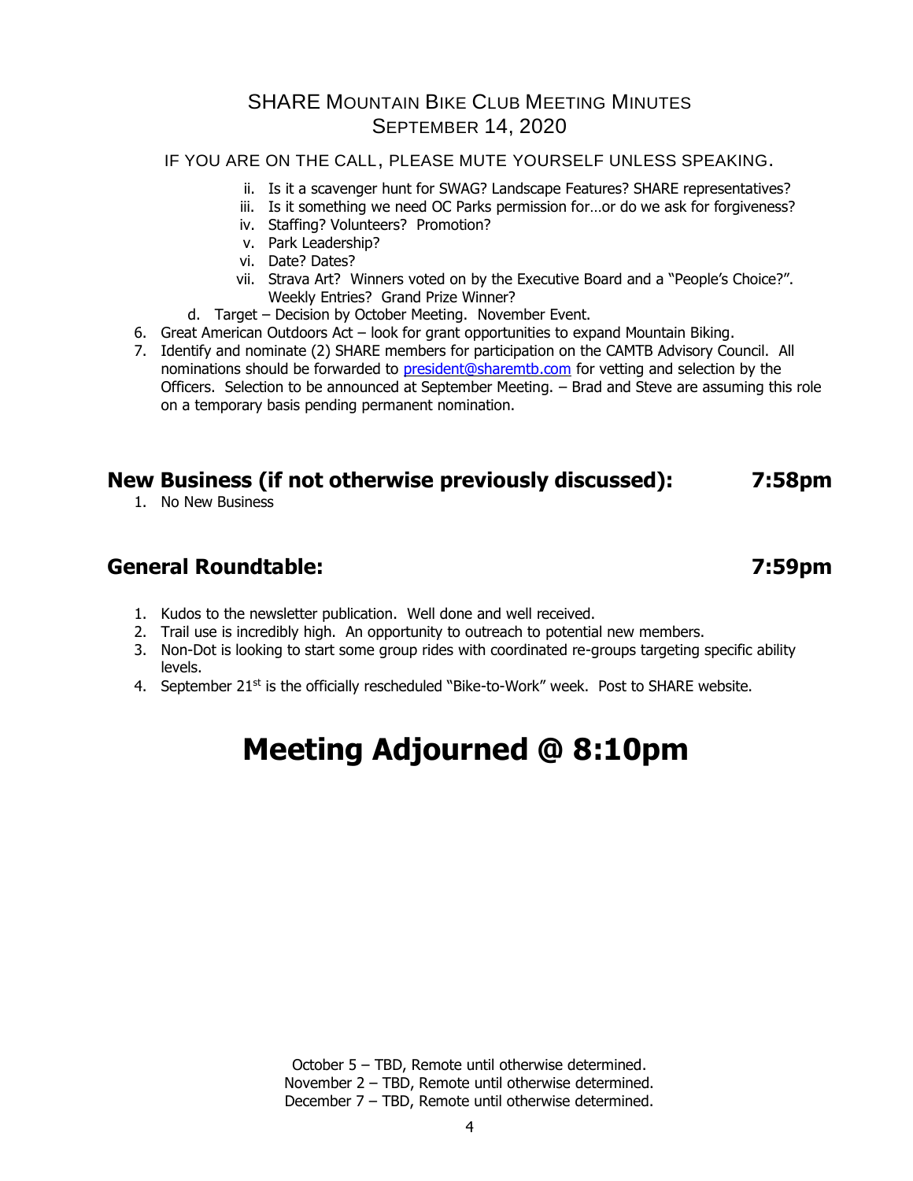## SHARE Mountain Bike Club Meeting Minutes
## September 14, 2020

IF YOU ARE ON THE CALL, PLEASE MUTE YOURSELF UNLESS SPEAKING.

- ii. Is it a scavenger hunt for SWAG? Landscape Features? SHARE representatives?
- iii. Is it something we need OC Parks permission for…or do we ask for forgiveness?
- iv. Staffing? Volunteers? Promotion?
- v. Park Leadership?
- vi. Date? Dates?
- vii. Strava Art? Winners voted on by the Executive Board and a "People's Choice?". Weekly Entries? Grand Prize Winner?

d. Target – Decision by October Meeting. November Event.

6. Great American Outdoors Act – look for grant opportunities to expand Mountain Biking.
7. Identify and nominate (2) SHARE members for participation on the CAMTB Advisory Council. All nominations should be forwarded to [president@sharemtb.com](mailto:president@sharemtb.com) for vetting and selection by the Officers. Selection to be announced at September Meeting. – Brad and Steve are assuming this role on a temporary basis pending permanent nomination.

## New Business (if not otherwise previously discussed): 7:58pm

1. No New Business

## General Roundtable: 7:59pm

1. Kudos to the newsletter publication. Well done and well received.
2. Trail use is incredibly high. An opportunity to outreach to potential new members.
3. Non-Dot is looking to start some group rides with coordinated re-groups targeting specific ability levels.
4. September 21st is the officially rescheduled "Bike-to-Work" week. Post to SHARE website.

# Meeting Adjourned @ 8:10pm

October 5 – TBD, Remote until otherwise determined.
November 2 – TBD, Remote until otherwise determined.
December 7 – TBD, Remote until otherwise determined.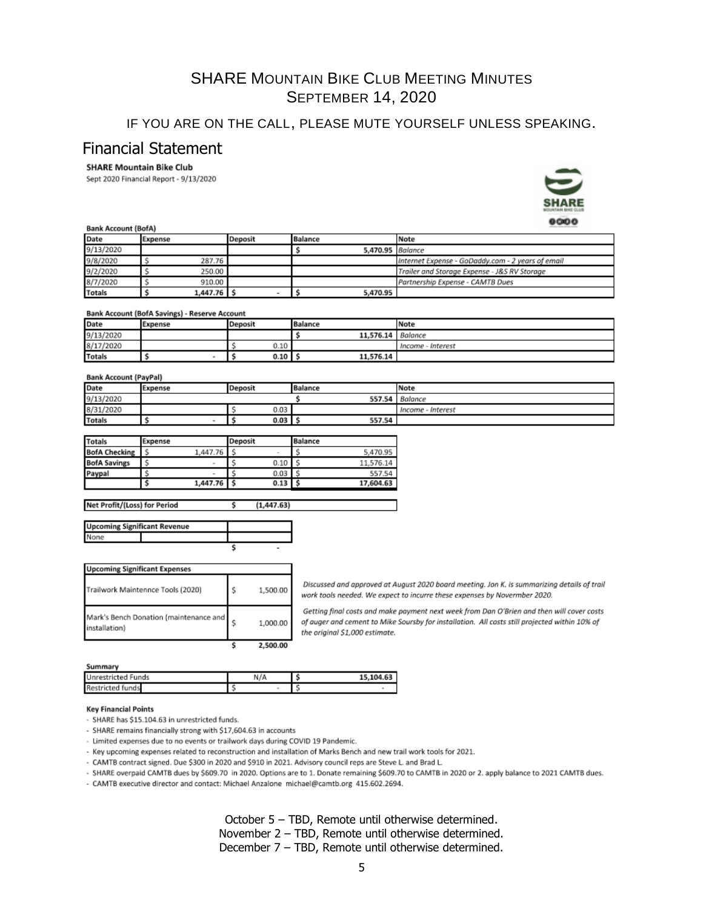# SHARE Mountain Bike Club Meeting Minutes
## September 14, 2020

IF YOU ARE ON THE CALL, PLEASE MUTE YOURSELF UNLESS SPEAKING.

## Financial Statement

**SHARE Mountain Bike Club**

Sept 2020 Financial Report - 9/13/2020

**Bank Account (BofA)**

| Date | Expense | Deposit | Balance | Note |
|---|---|---|---|---|
| 9/13/2020 | | | $ 5,470.95 | *Balance* |
| 9/8/2020 | $ 287.76 | | | *Internet Expense - GoDaddy.com - 2 years of email* |
| 9/2/2020 | $ 250.00 | | | *Trailer and Storage Expense - J&S RV Storage* |
| 8/7/2020 | $ 910.00 | | | *Partnership Expense - CAMTB Dues* |
| **Totals** | **$ 1,447.76** | **$ -** | **$ 5,470.95** | |

**Bank Account (BofA Savings) - Reserve Account**

| Date | Expense | Deposit | Balance | Note |
|---|---|---|---|---|
| 9/13/2020 | | | $ 11,576.14 | *Balance* |
| 8/17/2020 | | $ 0.10 | | *Income - Interest* |
| **Totals** | **$ -** | **$ 0.10** | **$ 11,576.14** | |

**Bank Account (PayPal)**

| Date | Expense | Deposit | Balance | Note |
|---|---|---|---|---|
| 9/13/2020 | | | $ 557.54 | *Balance* |
| 8/31/2020 | | $ 0.03 | | *Income - Interest* |
| **Totals** | **$ -** | **$ 0.03** | **$ 557.54** | |

| Totals | Expense | Deposit | Balance |
|---|---|---|---|
| **BofA Checking** | $ 1,447.76 | $ - | $ 5,470.95 |
| **BofA Savings** | $ - | $ 0.10 | $ 11,576.14 |
| **Paypal** | $ - | $ 0.03 | $ 557.54 |
| | **$ 1,447.76** | **$ 0.13** | **$ 17,604.63** |

| Net Profit/(Loss) for Period | $ (1,447.63) |
|---|---|

| Upcoming Significant Revenue | | |
|---|---|---|
| None | | |
| | | $ - |

| Upcoming Significant Expenses | | |
|---|---|---|
| Trailwork Maintennce Tools (2020) | $ 1,500.00 | *Discussed and approved at August 2020 board meeting. Jon K. is summarizing details of trail work tools needed. We expect to incurre these expenses by Novermber 2020.* |
| Mark's Bench Donation (maintenance and installation) | $ 1,000.00 | *Getting final costs and make payment next week from Dan O'Brien and then will cover costs of auger and cement to Mike Soursby for installation. All costs still projected within 10% of the original $1,000 estimate.* |
| | **$ 2,500.00** | |

**Summary**

| | | |
|---|---|---|
| Unrestricted Funds | N/A | $ 15,104.63 |
| Restricted funds | $ - | $ - |

**Key Financial Points**

- SHARE has $15.104.63 in unrestricted funds.
- SHARE remains financially strong with $17,604.63 in accounts
- Limited expenses due to no events or trailwork days during COVID 19 Pandemic.
- Key upcoming expenses related to reconstruction and installation of Marks Bench and new trail work tools for 2021.
- CAMTB contract signed. Due $300 in 2020 and $910 in 2021. Advisory council reps are Steve L. and Brad L.
- SHARE overpaid CAMTB dues by $609.70 in 2020. Options are to 1. Donate remaining $609.70 to CAMTB in 2020 or 2. apply balance to 2021 CAMTB dues.
- CAMTB executive director and contact: Michael Anzalone michael@camtb.org 415.602.2694.

October 5 – TBD, Remote until otherwise determined.
November 2 – TBD, Remote until otherwise determined.
December 7 – TBD, Remote until otherwise determined.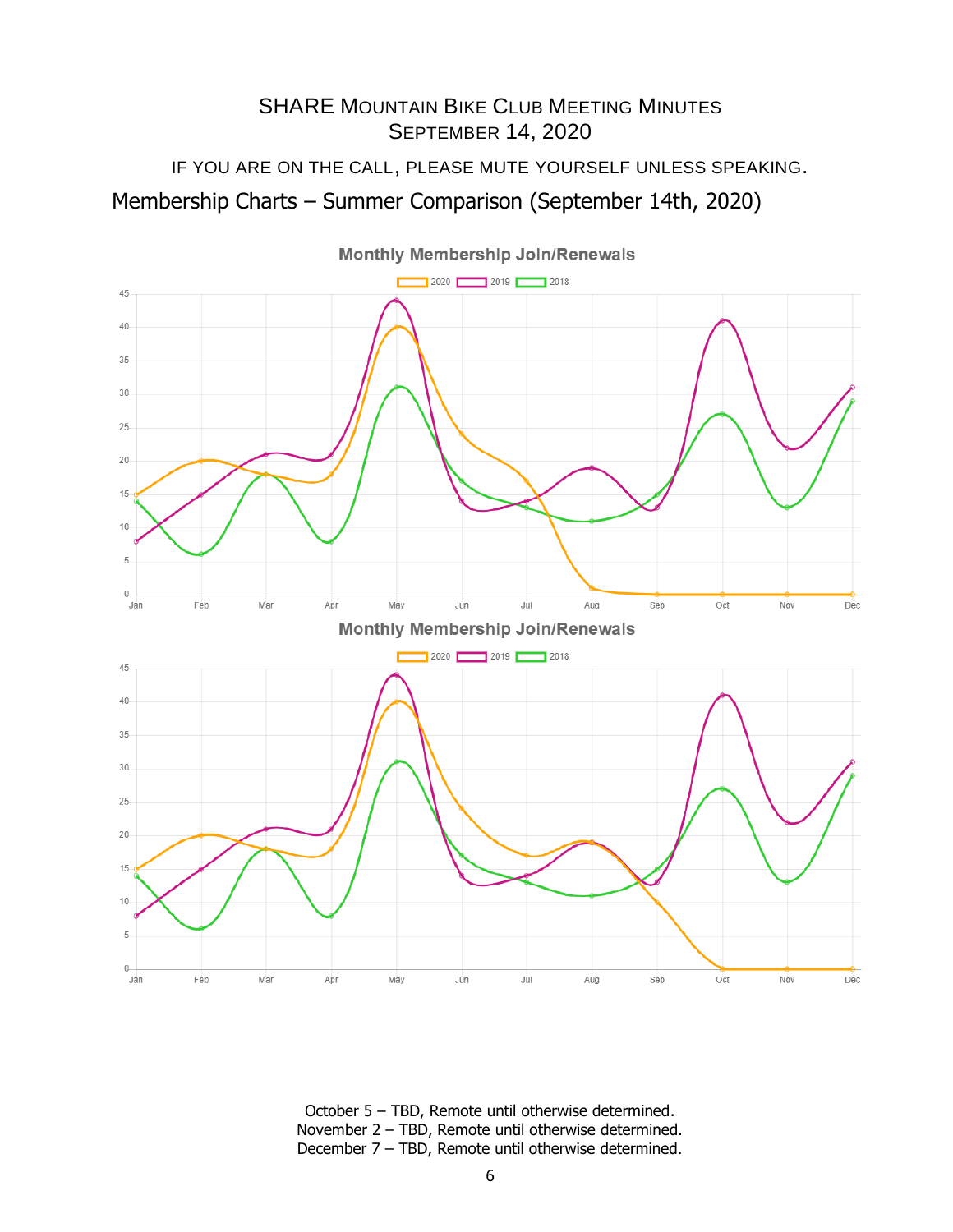SHARE MOUNTAIN BIKE CLUB MEETING MINUTES
SEPTEMBER 14, 2020

IF YOU ARE ON THE CALL, PLEASE MUTE YOURSELF UNLESS SPEAKING.

## Membership Charts – Summer Comparison (September 14th, 2020)

Monthly Membership Join/Renewals

2020 2019 2018

Monthly Membership Join/Renewals

2020 2019 2018

October 5 – TBD, Remote until otherwise determined.
November 2 – TBD, Remote until otherwise determined.
December 7 – TBD, Remote until otherwise determined.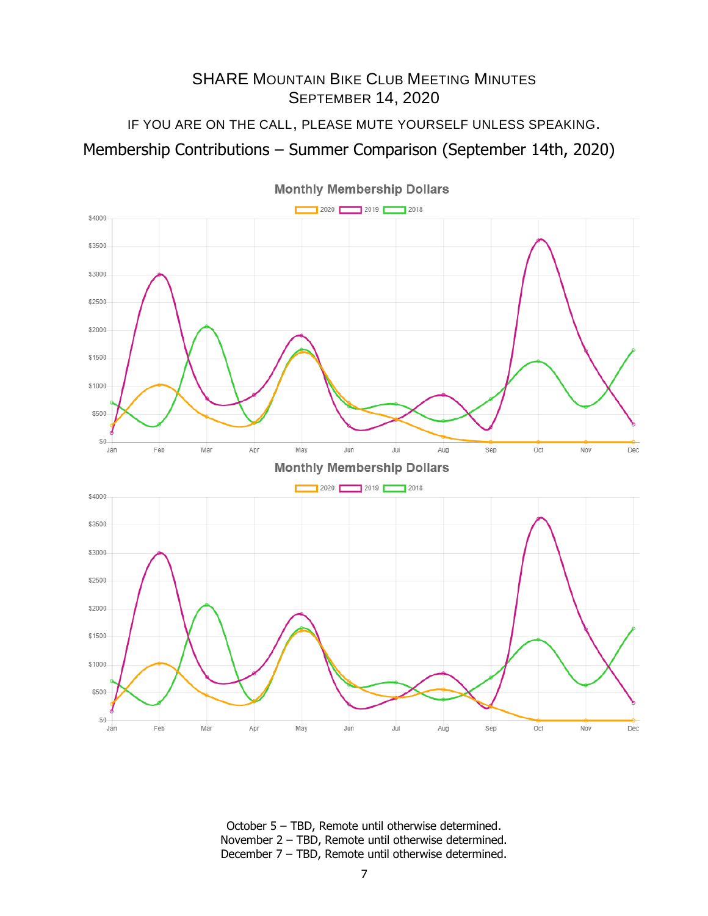# SHARE Mountain Bike Club Meeting Minutes

## September 14, 2020

IF YOU ARE ON THE CALL, PLEASE MUTE YOURSELF UNLESS SPEAKING.

## Membership Contributions – Summer Comparison (September 14th, 2020)

Monthly Membership Dollars

2020 2019 2018

$4000
$3500
$3000
$2500
$2000
$1500
$1000
$500
$0

Jan Feb Mar Apr May Jun Jul Aug Sep Oct Nov Dec

Monthly Membership Dollars

2020 2019 2018

$4000
$3500
$3000
$2500
$2000
$1500
$1000
$500
$0

Jan Feb Mar Apr May Jun Jul Aug Sep Oct Nov Dec

October 5 – TBD, Remote until otherwise determined.
November 2 – TBD, Remote until otherwise determined.
December 7 – TBD, Remote until otherwise determined.